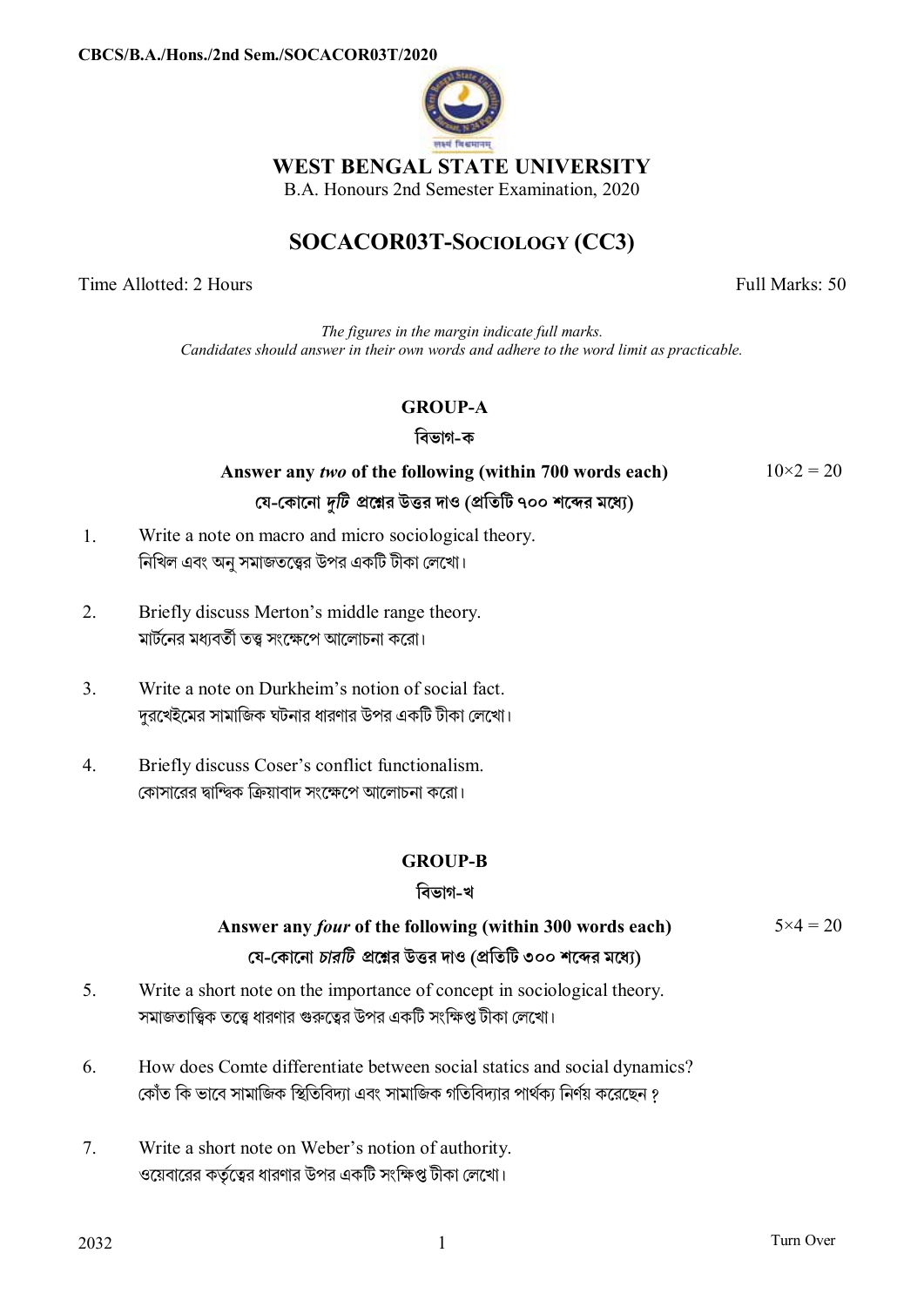CBCS/B.A./Hons./2nd Sem./SOCACOR03T/2020

# WEST BENGAL STATE UNIVERSITY

B.A. Honours 2nd Semester Examination, 2020

## SOCACOR03T-SOCIOLOGY (CC3)

Time Allotted: 2 Hours Full Marks: 50

*The figures in the margin indicate full marks.*
*Candidates should answer in their own words and adhere to the word limit as practicable.*

### GROUP-A

### বিভাগ-ক

**Answer any *two* of the following (within 700 words each)** $10\times2 = 20$

**যে-কোনো *দুটি* প্রশ্নের উত্তর দাও (প্রতিটি ৭০০ শব্দের মধ্যে)**

1. Write a note on macro and micro sociological theory.
নিখিল এবং অনু সমাজতত্ত্বের উপর একটি টীকা লেখো।

2. Briefly discuss Merton's middle range theory.
মার্টনের মধ্যবর্তী তত্ত্ব সংক্ষেপে আলোচনা করো।

3. Write a note on Durkheim's notion of social fact.
দুরখেইমের সামাজিক ঘটনার ধারণার উপর একটি টীকা লেখো।

4. Briefly discuss Coser's conflict functionalism.
কোসারের দ্বান্দ্বিক ক্রিয়াবাদ সংক্ষেপে আলোচনা করো।

### GROUP-B

### বিভাগ-খ

**Answer any *four* of the following (within 300 words each)** $5\times4 = 20$

**যে-কোনো *চারটি* প্রশ্নের উত্তর দাও (প্রতিটি ৩০০ শব্দের মধ্যে)**

5. Write a short note on the importance of concept in sociological theory.
সমাজতাত্ত্বিক তত্ত্বে ধারণার গুরুত্বের উপর একটি সংক্ষিপ্ত টীকা লেখো।

6. How does Comte differentiate between social statics and social dynamics?
কোঁত কি ভাবে সামাজিক স্থিতিবিদ্যা এবং সামাজিক গতিবিদ্যার পার্থক্য নির্ণয় করেছেন?

7. Write a short note on Weber's notion of authority.
ওয়েবারের কর্তৃত্বের ধারণার উপর একটি সংক্ষিপ্ত টীকা লেখো।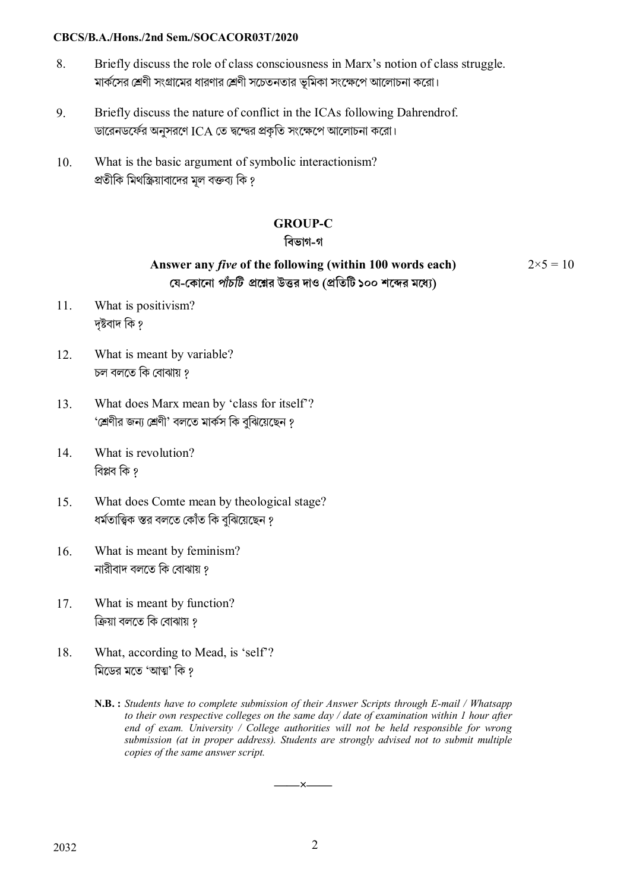8. Briefly discuss the role of class consciousness in Marx's notion of class struggle.
মার্কসের শ্রেণী সংগ্রামের ধারণার শ্রেণী সচেতনতার ভূমিকা সংক্ষেপে আলোচনা করো।

9. Briefly discuss the nature of conflict in the ICAs following Dahrendrof.
ডারেনডর্ফের অনুসরণে ICA তে দ্বন্দ্বের প্রকৃতি সংক্ষেপে আলোচনা করো।

10. What is the basic argument of symbolic interactionism?
প্রতীকি মিথস্ক্রিয়াবাদের মূল বক্তব্য কি ?

## GROUP-C
## বিভাগ-গ

**Answer any *five* of the following (within 100 words each)** $2\times5 = 10$
**যে-কোনো *পাঁচটি* প্রশ্নের উত্তর দাও (প্রতিটি ১০০ শব্দের মধ্যে)**

11. What is positivism?
দৃষ্টবাদ কি ?

12. What is meant by variable?
চল বলতে কি বোঝায় ?

13. What does Marx mean by 'class for itself'?
'শ্রেণীর জন্য শ্রেণী' বলতে মার্কস কি বুঝিয়েছেন ?

14. What is revolution?
বিপ্লব কি ?

15. What does Comte mean by theological stage?
ধর্মতাত্ত্বিক স্তর বলতে কোঁত কি বুঝিয়েছেন ?

16. What is meant by feminism?
নারীবাদ বলতে কি বোঝায় ?

17. What is meant by function?
ক্রিয়া বলতে কি বোঝায় ?

18. What, according to Mead, is 'self'?
মিডের মতে 'আত্ম' কি ?

**N.B. :** *Students have to complete submission of their Answer Scripts through E-mail / Whatsapp to their own respective colleges on the same day / date of examination within 1 hour after end of exam. University / College authorities will not be held responsible for wrong submission (at in proper address). Students are strongly advised not to submit multiple copies of the same answer script.*

——×——